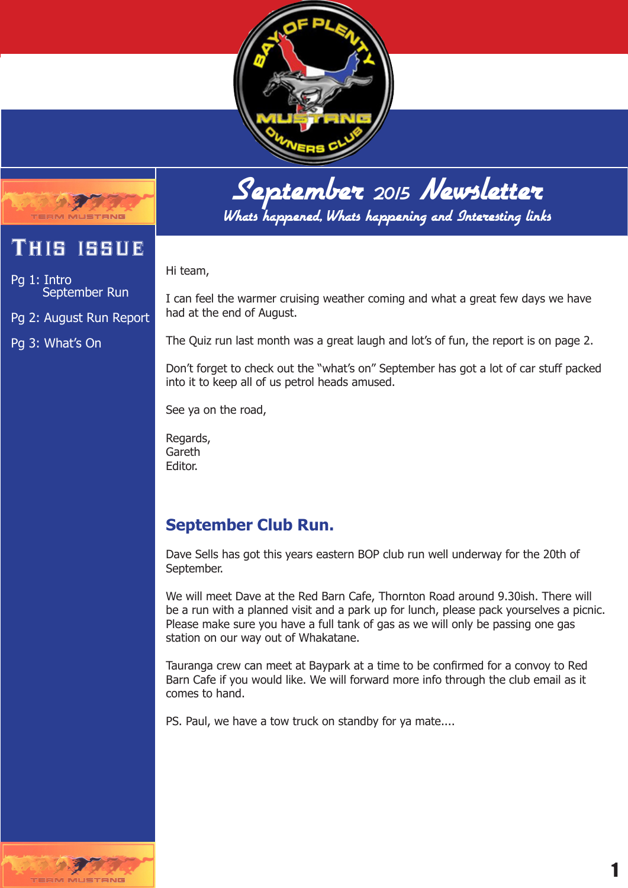# September 2015 Newsletter

*Whats happened, Whats happening and Interesting links*

## This issue

Pg 1: Intro
September Run

Pg 2: August Run Report

Pg 3: What's On

Hi team,

I can feel the warmer cruising weather coming and what a great few days we have had at the end of August.

The Quiz run last month was a great laugh and lot's of fun, the report is on page 2.

Don't forget to check out the "what's on" September has got a lot of car stuff packed into it to keep all of us petrol heads amused.

See ya on the road,

Regards,
Gareth
Editor.

## September Club Run.

Dave Sells has got this years eastern BOP club run well underway for the 20th of September.

We will meet Dave at the Red Barn Cafe, Thornton Road around 9.30ish. There will be a run with a planned visit and a park up for lunch, please pack yourselves a picnic. Please make sure you have a full tank of gas as we will only be passing one gas station on our way out of Whakatane.

Tauranga crew can meet at Baypark at a time to be confirmed for a convoy to Red Barn Cafe if you would like. We will forward more info through the club email as it comes to hand.

PS. Paul, we have a tow truck on standby for ya mate....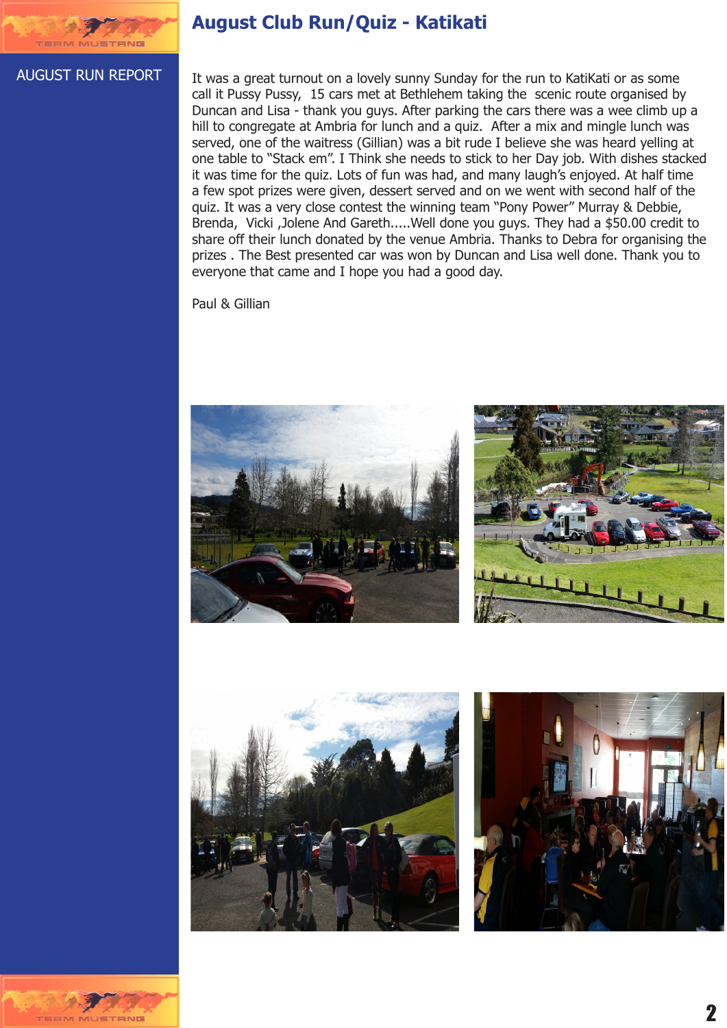# August Club Run/Quiz - Katikati

AUGUST RUN REPORT

It was a great turnout on a lovely sunny Sunday for the run to KatiKati or as some call it Pussy Pussy, 15 cars met at Bethlehem taking the scenic route organised by Duncan and Lisa - thank you guys. After parking the cars there was a wee climb up a hill to congregate at Ambria for lunch and a quiz. After a mix and mingle lunch was served, one of the waitress (Gillian) was a bit rude I believe she was heard yelling at one table to "Stack em". I Think she needs to stick to her Day job. With dishes stacked it was time for the quiz. Lots of fun was had, and many laugh's enjoyed. At half time a few spot prizes were given, dessert served and on we went with second half of the quiz. It was a very close contest the winning team "Pony Power" Murray & Debbie, Brenda, Vicki ,Jolene And Gareth.....Well done you guys. They had a $50.00 credit to share off their lunch donated by the venue Ambria. Thanks to Debra for organising the prizes . The Best presented car was won by Duncan and Lisa well done. Thank you to everyone that came and I hope you had a good day.

Paul & Gillian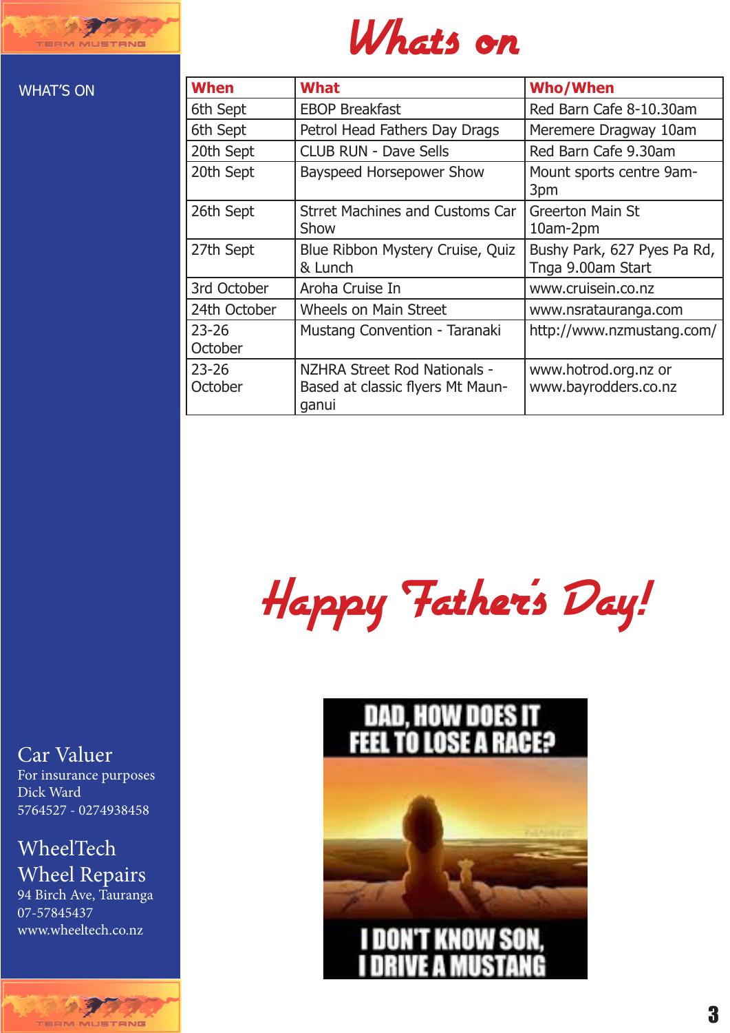# Whats on

WHAT'S ON

| When | What | Who/When |
|---|---|---|
| 6th Sept | EBOP Breakfast | Red Barn Cafe 8-10.30am |
| 6th Sept | Petrol Head Fathers Day Drags | Meremere Dragway 10am |
| 20th Sept | CLUB RUN - Dave Sells | Red Barn Cafe 9.30am |
| 20th Sept | Bayspeed Horsepower Show | Mount sports centre 9am-3pm |
| 26th Sept | Strret Machines and Customs Car Show | Greerton Main St 10am-2pm |
| 27th Sept | Blue Ribbon Mystery Cruise, Quiz & Lunch | Bushy Park, 627 Pyes Pa Rd, Tnga 9.00am Start |
| 3rd October | Aroha Cruise In | www.cruisein.co.nz |
| 24th October | Wheels on Main Street | www.nsratauranga.com |
| 23-26 October | Mustang Convention - Taranaki | http://www.nzmustang.com/ |
| 23-26 October | NZHRA Street Rod Nationals - Based at classic flyers Mt Maunganui | www.hotrod.org.nz or www.bayrodders.co.nz |

## Happy Father's Day!

DAD, HOW DOES IT FEEL TO LOSE A RACE?

I DON'T KNOW SON, I DRIVE A MUSTANG

Car Valuer
For insurance purposes
Dick Ward
5764527 - 0274938458

WheelTech
Wheel Repairs
94 Birch Ave, Tauranga
07-57845437
www.wheeltech.co.nz